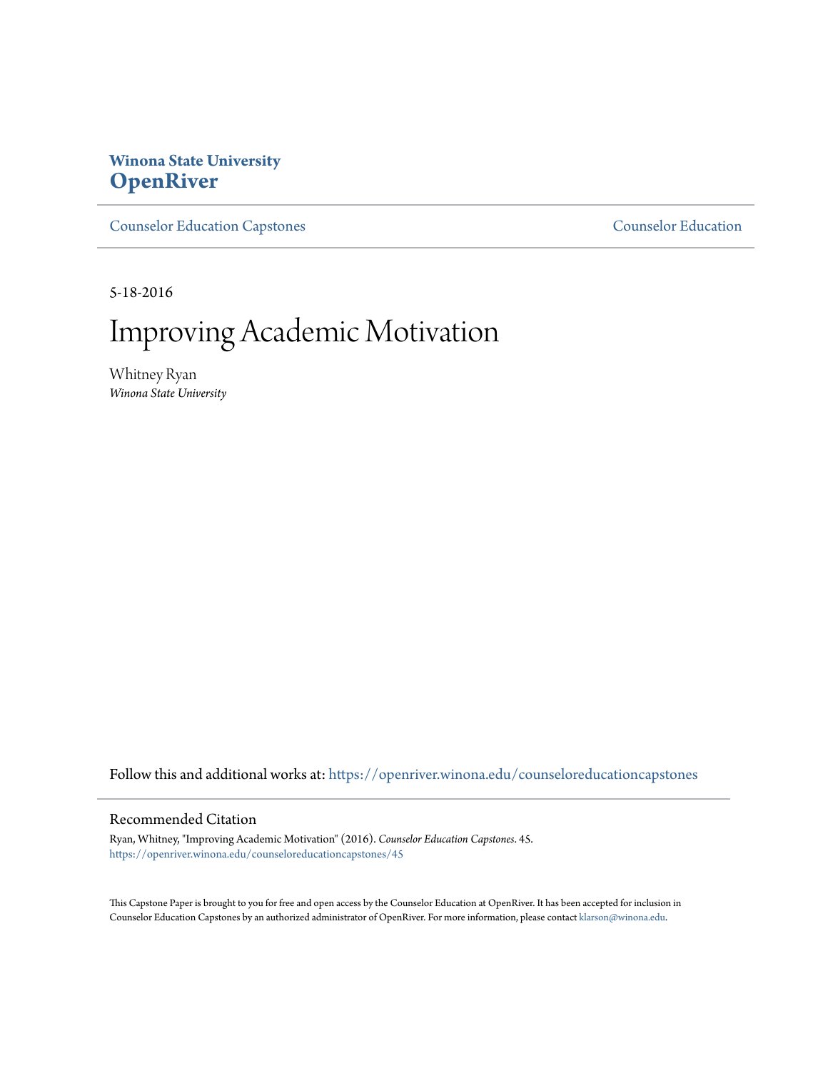**Winona State University**
**OpenRiver**

Counselor Education Capstones | Counselor Education

5-18-2016

# Improving Academic Motivation

Whitney Ryan
*Winona State University*

Follow this and additional works at: https://openriver.winona.edu/counseloreducationcapstones

## Recommended Citation

Ryan, Whitney, "Improving Academic Motivation" (2016). *Counselor Education Capstones*. 45.
https://openriver.winona.edu/counseloreducationcapstones/45

This Capstone Paper is brought to you for free and open access by the Counselor Education at OpenRiver. It has been accepted for inclusion in Counselor Education Capstones by an authorized administrator of OpenRiver. For more information, please contact klarson@winona.edu.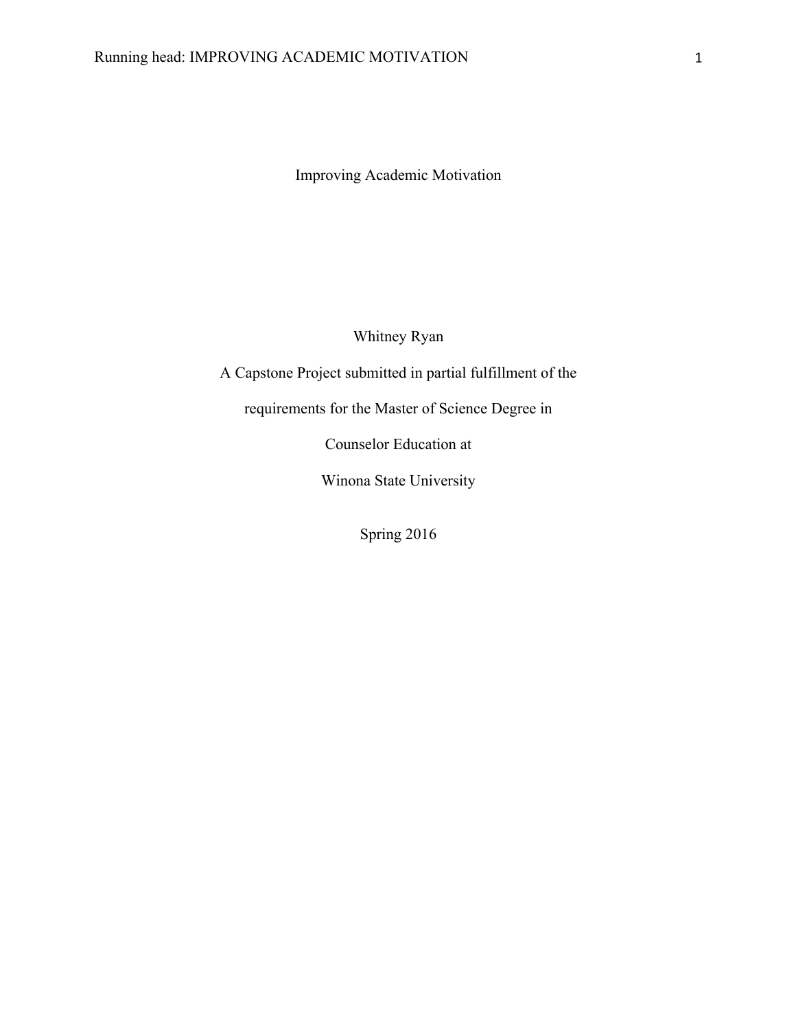# Improving Academic Motivation

Whitney Ryan

A Capstone Project submitted in partial fulfillment of the

requirements for the Master of Science Degree in

Counselor Education at

Winona State University

Spring 2016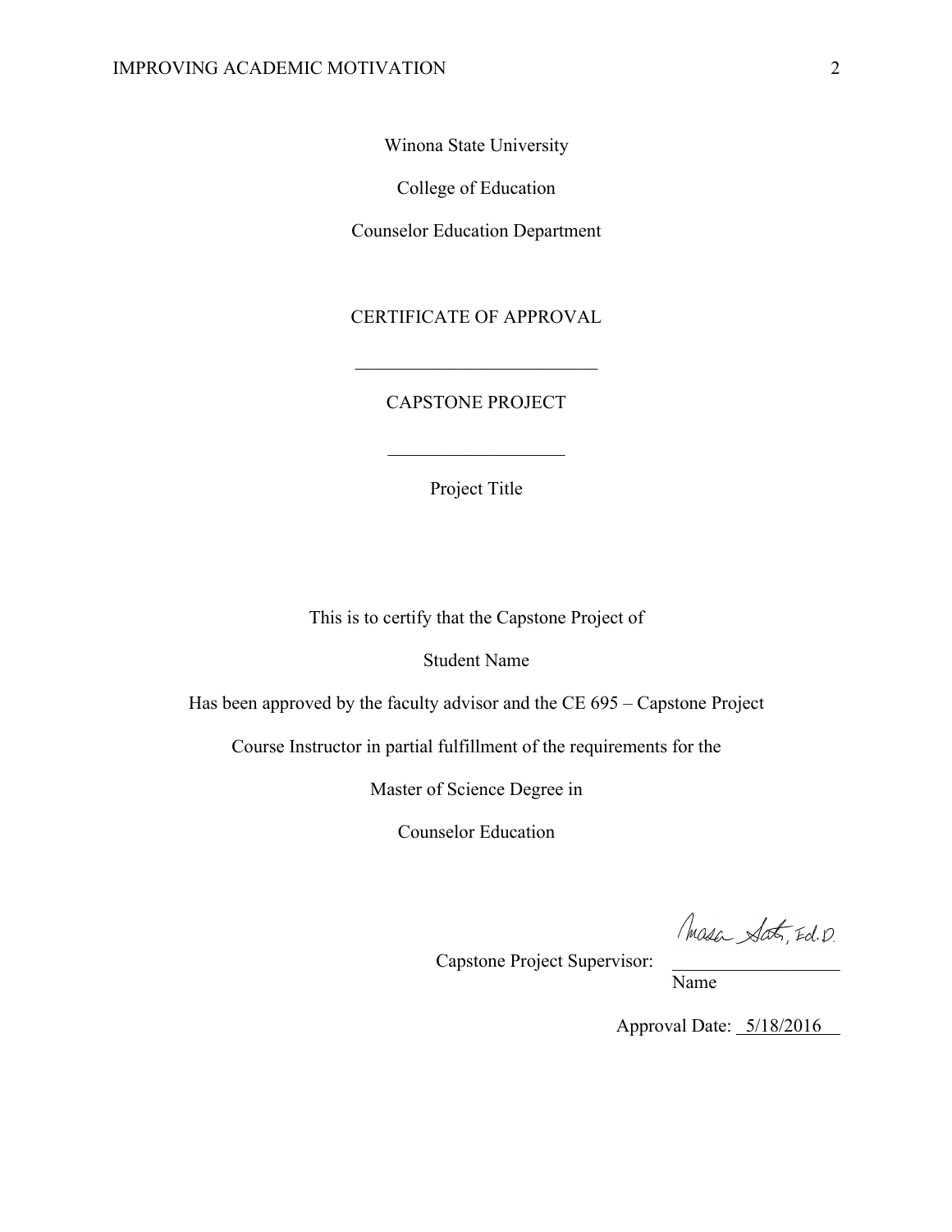Winona State University

College of Education

Counselor Education Department

CERTIFICATE OF APPROVAL

---

CAPSTONE PROJECT

---

Project Title

This is to certify that the Capstone Project of

Student Name

Has been approved by the faculty advisor and the CE 695 – Capstone Project

Course Instructor in partial fulfillment of the requirements for the

Master of Science Degree in

Counselor Education

Capstone Project Supervisor: Masa Sato, Ed.D.

Name

Approval Date: 5/18/2016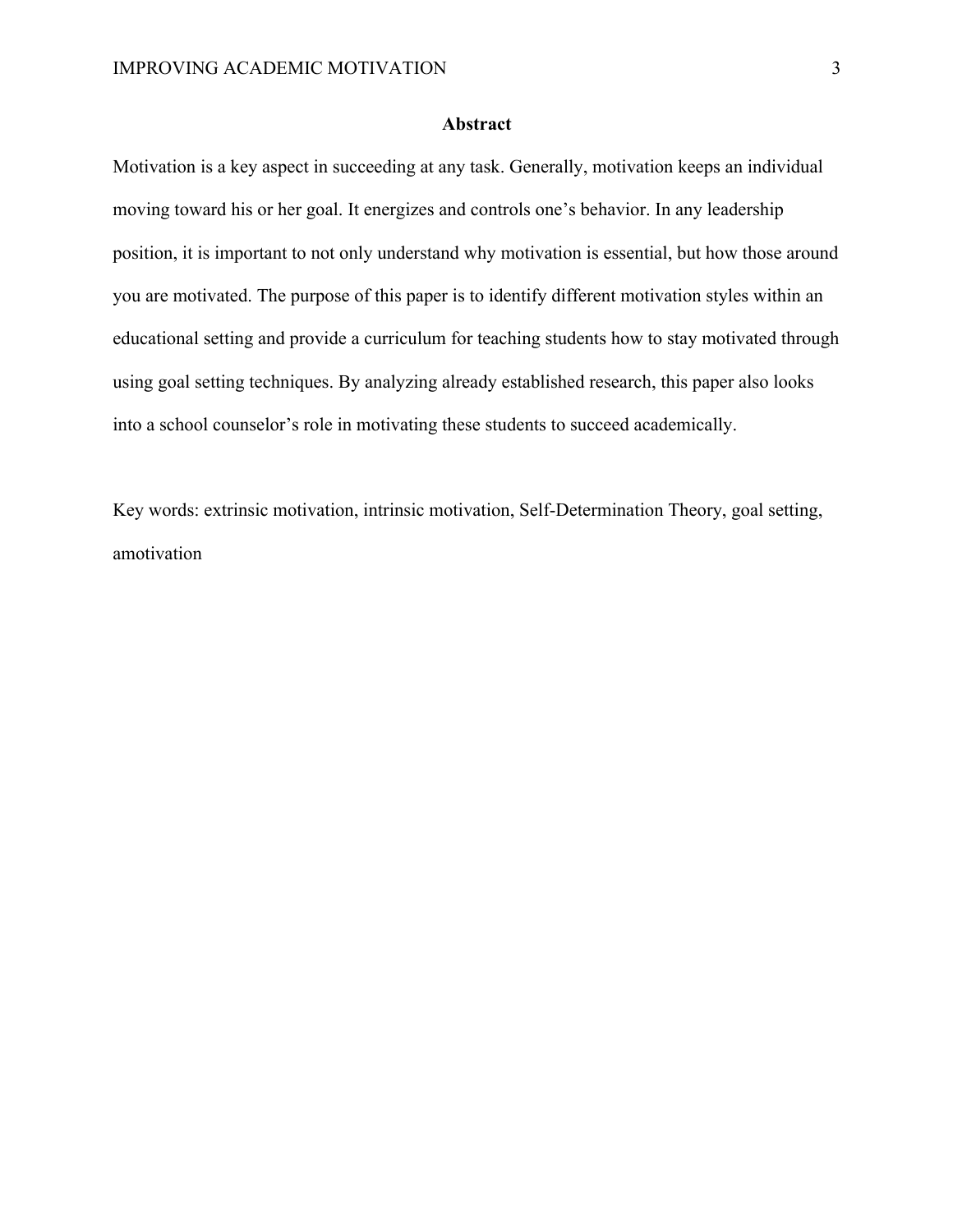## Abstract

Motivation is a key aspect in succeeding at any task. Generally, motivation keeps an individual moving toward his or her goal. It energizes and controls one's behavior. In any leadership position, it is important to not only understand why motivation is essential, but how those around you are motivated. The purpose of this paper is to identify different motivation styles within an educational setting and provide a curriculum for teaching students how to stay motivated through using goal setting techniques. By analyzing already established research, this paper also looks into a school counselor's role in motivating these students to succeed academically.

Key words: extrinsic motivation, intrinsic motivation, Self-Determination Theory, goal setting, amotivation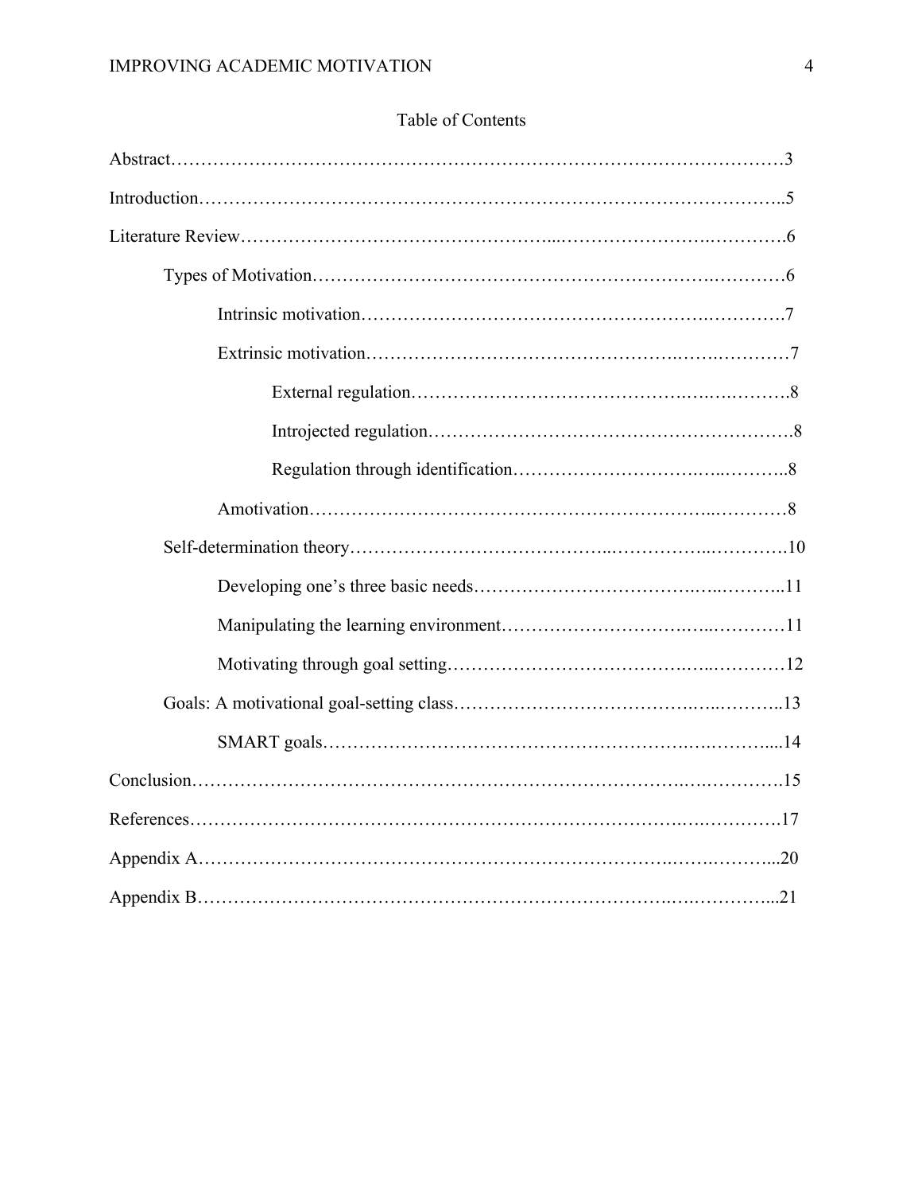# Table of Contents

Abstract……………………………………………………………………………………………3

Introduction………………………………………………………………………………………..5

Literature Review…………………………………………...………………………….………….6

- Types of Motivation…………………………………………………………..…………6
    - Intrinsic motivation…………………………………………………..………….7
    - Extrinsic motivation……………………………………………….…….…………7
        - External regulation……………………………………..….….……….8
        - Introjected regulation…………………………………………………….8
        - Regulation through identification…………………………….…..………..8
    - Amotivation………………………………………………………..…………8
- Self-determination theory…………………………………..……………..………….10
    - Developing one's three basic needs…………………………….…..………..11
    - Manipulating the learning environment……………………….…..…………11
    - Motivating through goal setting…………………………………….…..…………12
- Goals: A motivational goal-setting class…………………………….…..………..13
    - SMART goals………………………………………………….….……....14

Conclusion…………………………………………………………………….….………….15

References…………………………………………………………………….….………….17

Appendix A……………………………………………………………….…….………...20

Appendix B………………………………………………………………….….…………...21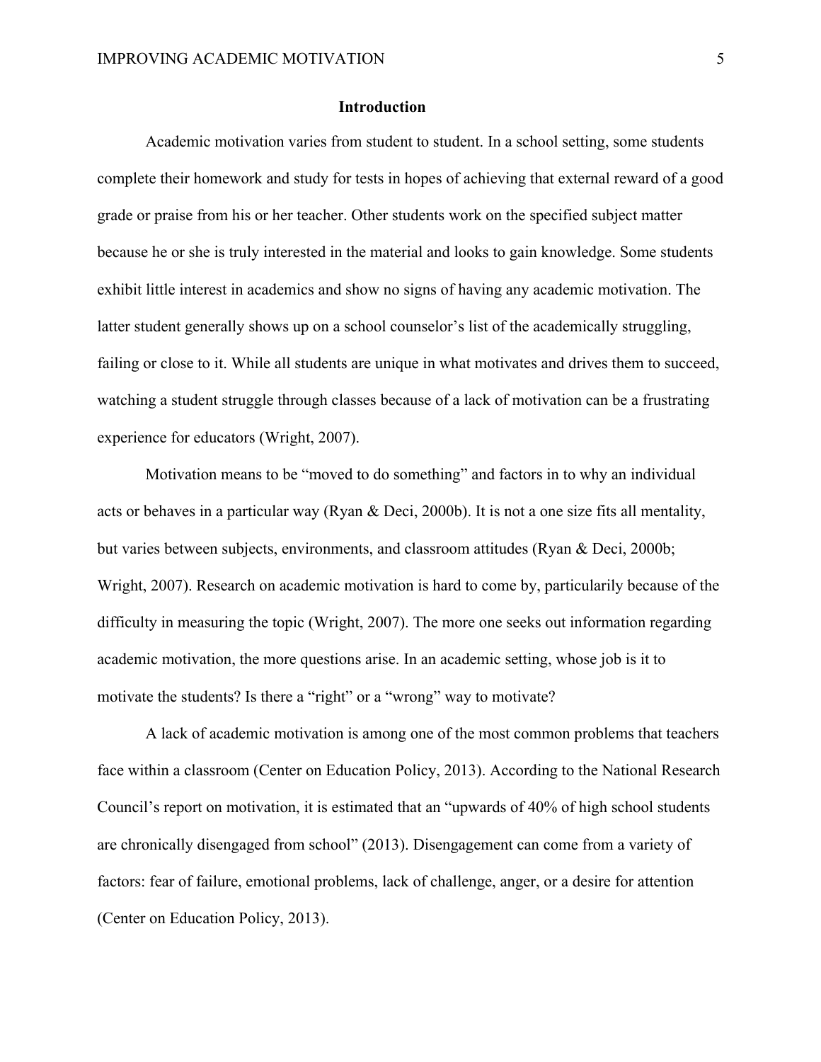## Introduction

Academic motivation varies from student to student. In a school setting, some students complete their homework and study for tests in hopes of achieving that external reward of a good grade or praise from his or her teacher. Other students work on the specified subject matter because he or she is truly interested in the material and looks to gain knowledge. Some students exhibit little interest in academics and show no signs of having any academic motivation. The latter student generally shows up on a school counselor's list of the academically struggling, failing or close to it. While all students are unique in what motivates and drives them to succeed, watching a student struggle through classes because of a lack of motivation can be a frustrating experience for educators (Wright, 2007).

Motivation means to be "moved to do something" and factors in to why an individual acts or behaves in a particular way (Ryan & Deci, 2000b). It is not a one size fits all mentality, but varies between subjects, environments, and classroom attitudes (Ryan & Deci, 2000b; Wright, 2007). Research on academic motivation is hard to come by, particularily because of the difficulty in measuring the topic (Wright, 2007). The more one seeks out information regarding academic motivation, the more questions arise. In an academic setting, whose job is it to motivate the students? Is there a "right" or a "wrong" way to motivate?

A lack of academic motivation is among one of the most common problems that teachers face within a classroom (Center on Education Policy, 2013). According to the National Research Council's report on motivation, it is estimated that an "upwards of 40% of high school students are chronically disengaged from school" (2013). Disengagement can come from a variety of factors: fear of failure, emotional problems, lack of challenge, anger, or a desire for attention (Center on Education Policy, 2013).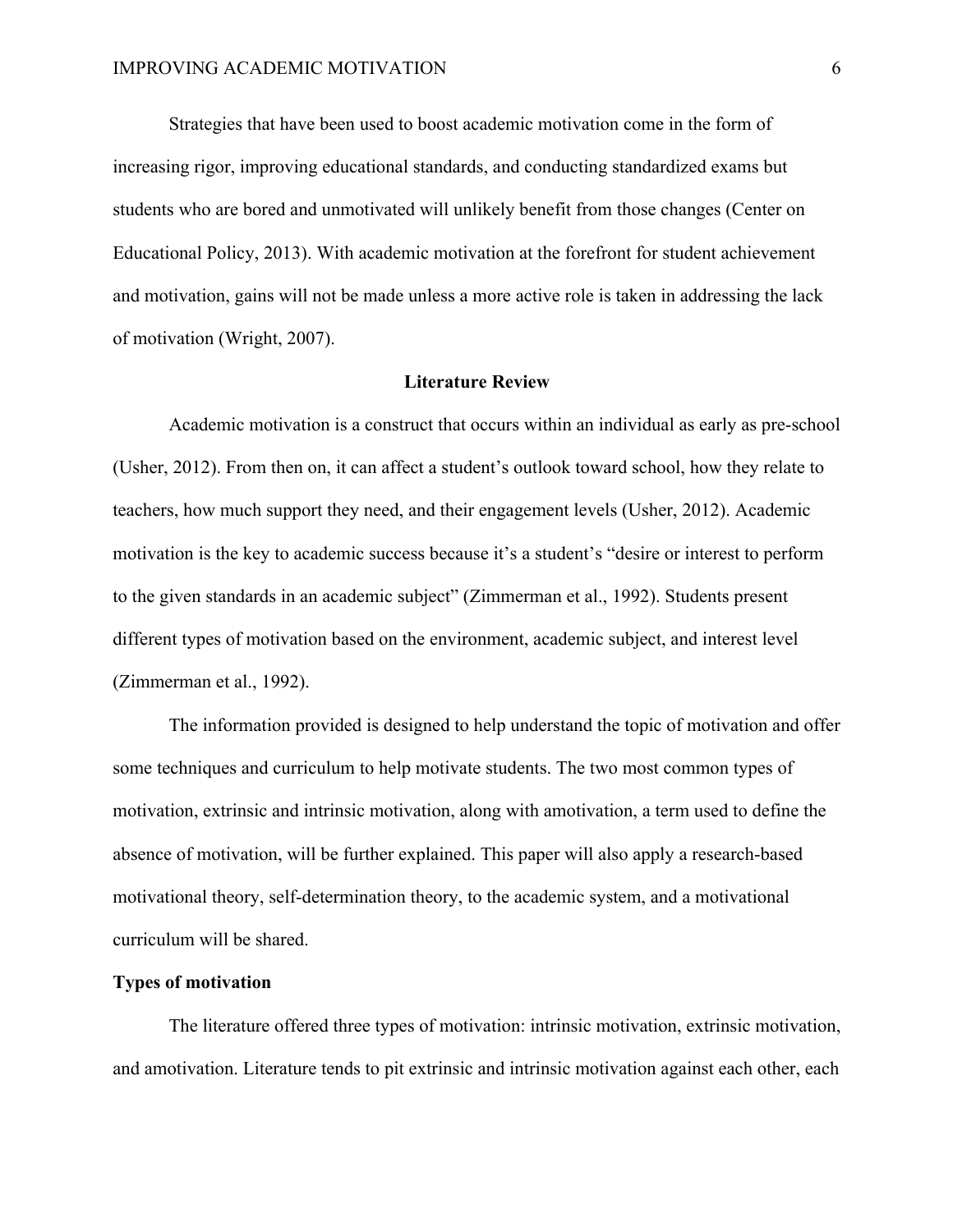Strategies that have been used to boost academic motivation come in the form of increasing rigor, improving educational standards, and conducting standardized exams but students who are bored and unmotivated will unlikely benefit from those changes (Center on Educational Policy, 2013). With academic motivation at the forefront for student achievement and motivation, gains will not be made unless a more active role is taken in addressing the lack of motivation (Wright, 2007).

## Literature Review

Academic motivation is a construct that occurs within an individual as early as pre-school (Usher, 2012). From then on, it can affect a student's outlook toward school, how they relate to teachers, how much support they need, and their engagement levels (Usher, 2012). Academic motivation is the key to academic success because it's a student's "desire or interest to perform to the given standards in an academic subject" (Zimmerman et al., 1992). Students present different types of motivation based on the environment, academic subject, and interest level (Zimmerman et al., 1992).

The information provided is designed to help understand the topic of motivation and offer some techniques and curriculum to help motivate students. The two most common types of motivation, extrinsic and intrinsic motivation, along with amotivation, a term used to define the absence of motivation, will be further explained. This paper will also apply a research-based motivational theory, self-determination theory, to the academic system, and a motivational curriculum will be shared.

### Types of motivation

The literature offered three types of motivation: intrinsic motivation, extrinsic motivation, and amotivation. Literature tends to pit extrinsic and intrinsic motivation against each other, each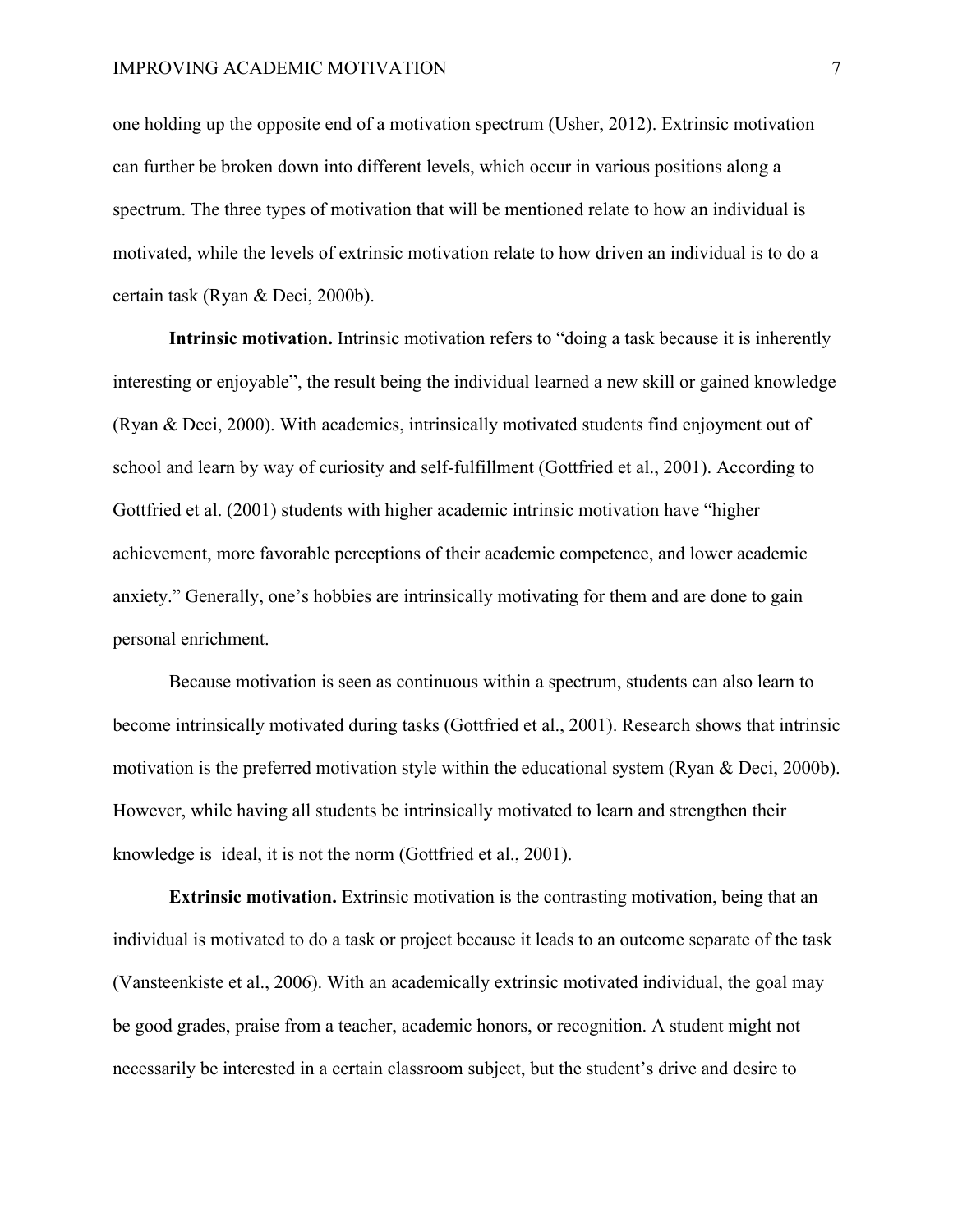one holding up the opposite end of a motivation spectrum (Usher, 2012). Extrinsic motivation can further be broken down into different levels, which occur in various positions along a spectrum. The three types of motivation that will be mentioned relate to how an individual is motivated, while the levels of extrinsic motivation relate to how driven an individual is to do a certain task (Ryan & Deci, 2000b).

**Intrinsic motivation.** Intrinsic motivation refers to "doing a task because it is inherently interesting or enjoyable", the result being the individual learned a new skill or gained knowledge (Ryan & Deci, 2000). With academics, intrinsically motivated students find enjoyment out of school and learn by way of curiosity and self-fulfillment (Gottfried et al., 2001). According to Gottfried et al. (2001) students with higher academic intrinsic motivation have "higher achievement, more favorable perceptions of their academic competence, and lower academic anxiety." Generally, one's hobbies are intrinsically motivating for them and are done to gain personal enrichment.

Because motivation is seen as continuous within a spectrum, students can also learn to become intrinsically motivated during tasks (Gottfried et al., 2001). Research shows that intrinsic motivation is the preferred motivation style within the educational system (Ryan & Deci, 2000b). However, while having all students be intrinsically motivated to learn and strengthen their knowledge is ideal, it is not the norm (Gottfried et al., 2001).

**Extrinsic motivation.** Extrinsic motivation is the contrasting motivation, being that an individual is motivated to do a task or project because it leads to an outcome separate of the task (Vansteenkiste et al., 2006). With an academically extrinsic motivated individual, the goal may be good grades, praise from a teacher, academic honors, or recognition. A student might not necessarily be interested in a certain classroom subject, but the student's drive and desire to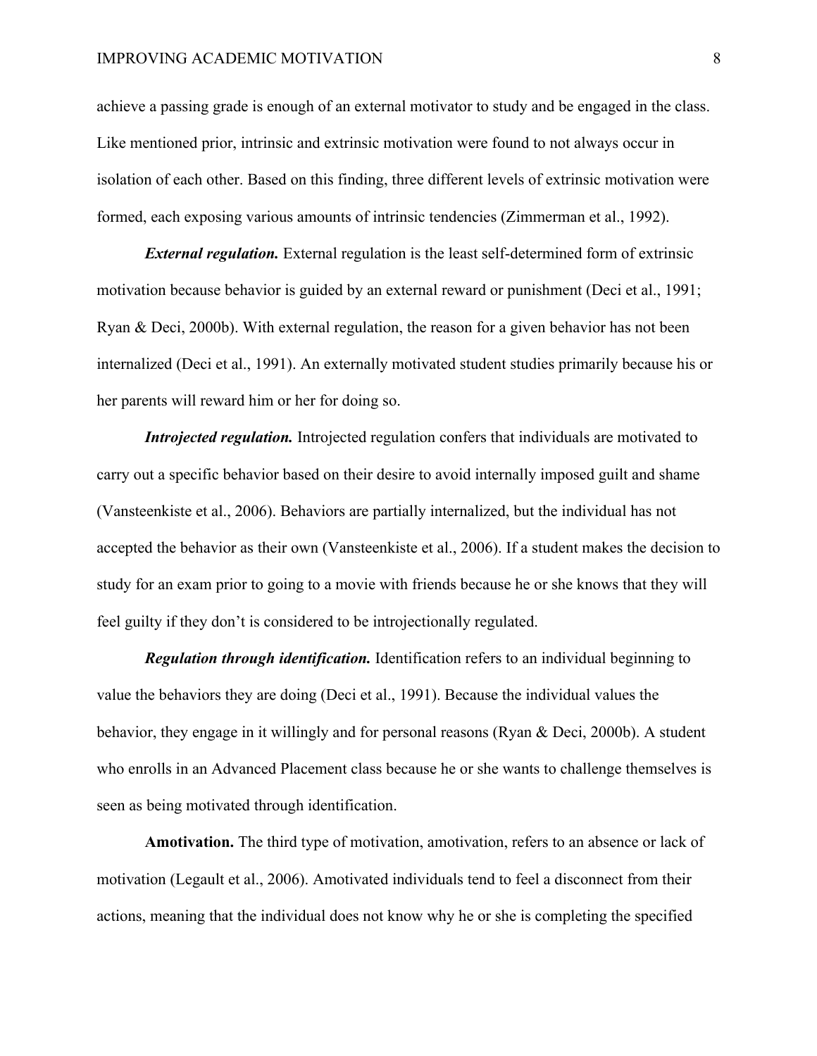achieve a passing grade is enough of an external motivator to study and be engaged in the class. Like mentioned prior, intrinsic and extrinsic motivation were found to not always occur in isolation of each other. Based on this finding, three different levels of extrinsic motivation were formed, each exposing various amounts of intrinsic tendencies (Zimmerman et al., 1992).

***External regulation.*** External regulation is the least self-determined form of extrinsic motivation because behavior is guided by an external reward or punishment (Deci et al., 1991; Ryan & Deci, 2000b). With external regulation, the reason for a given behavior has not been internalized (Deci et al., 1991). An externally motivated student studies primarily because his or her parents will reward him or her for doing so.

***Introjected regulation.*** Introjected regulation confers that individuals are motivated to carry out a specific behavior based on their desire to avoid internally imposed guilt and shame (Vansteenkiste et al., 2006). Behaviors are partially internalized, but the individual has not accepted the behavior as their own (Vansteenkiste et al., 2006). If a student makes the decision to study for an exam prior to going to a movie with friends because he or she knows that they will feel guilty if they don't is considered to be introjectionally regulated.

***Regulation through identification.*** Identification refers to an individual beginning to value the behaviors they are doing (Deci et al., 1991). Because the individual values the behavior, they engage in it willingly and for personal reasons (Ryan & Deci, 2000b). A student who enrolls in an Advanced Placement class because he or she wants to challenge themselves is seen as being motivated through identification.

**Amotivation.** The third type of motivation, amotivation, refers to an absence or lack of motivation (Legault et al., 2006). Amotivated individuals tend to feel a disconnect from their actions, meaning that the individual does not know why he or she is completing the specified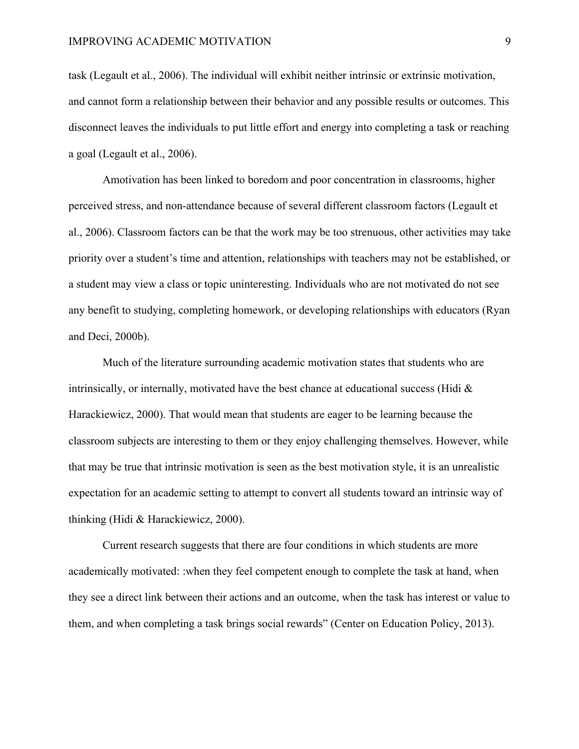task (Legault et al., 2006). The individual will exhibit neither intrinsic or extrinsic motivation, and cannot form a relationship between their behavior and any possible results or outcomes. This disconnect leaves the individuals to put little effort and energy into completing a task or reaching a goal (Legault et al., 2006).

Amotivation has been linked to boredom and poor concentration in classrooms, higher perceived stress, and non-attendance because of several different classroom factors (Legault et al., 2006). Classroom factors can be that the work may be too strenuous, other activities may take priority over a student's time and attention, relationships with teachers may not be established, or a student may view a class or topic uninteresting. Individuals who are not motivated do not see any benefit to studying, completing homework, or developing relationships with educators (Ryan and Deci, 2000b).

Much of the literature surrounding academic motivation states that students who are intrinsically, or internally, motivated have the best chance at educational success (Hidi & Harackiewicz, 2000). That would mean that students are eager to be learning because the classroom subjects are interesting to them or they enjoy challenging themselves. However, while that may be true that intrinsic motivation is seen as the best motivation style, it is an unrealistic expectation for an academic setting to attempt to convert all students toward an intrinsic way of thinking (Hidi & Harackiewicz, 2000).

Current research suggests that there are four conditions in which students are more academically motivated: :when they feel competent enough to complete the task at hand, when they see a direct link between their actions and an outcome, when the task has interest or value to them, and when completing a task brings social rewards" (Center on Education Policy, 2013).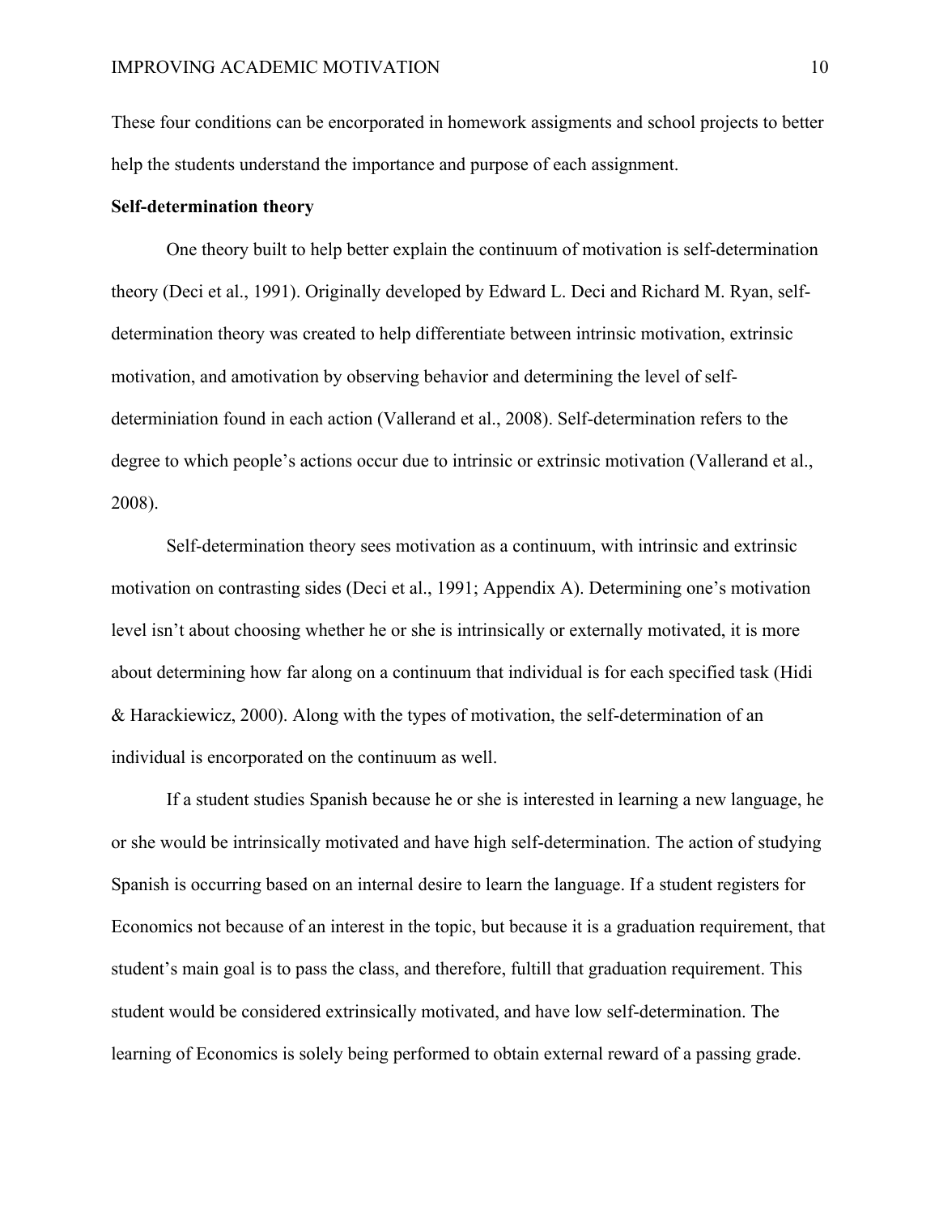These four conditions can be encorporated in homework assigments and school projects to better help the students understand the importance and purpose of each assignment.

**Self-determination theory**

One theory built to help better explain the continuum of motivation is self-determination theory (Deci et al., 1991). Originally developed by Edward L. Deci and Richard M. Ryan, self-determination theory was created to help differentiate between intrinsic motivation, extrinsic motivation, and amotivation by observing behavior and determining the level of self-determiniation found in each action (Vallerand et al., 2008). Self-determination refers to the degree to which people's actions occur due to intrinsic or extrinsic motivation (Vallerand et al., 2008).

Self-determination theory sees motivation as a continuum, with intrinsic and extrinsic motivation on contrasting sides (Deci et al., 1991; Appendix A). Determining one's motivation level isn't about choosing whether he or she is intrinsically or externally motivated, it is more about determining how far along on a continuum that individual is for each specified task (Hidi & Harackiewicz, 2000). Along with the types of motivation, the self-determination of an individual is encorporated on the continuum as well.

If a student studies Spanish because he or she is interested in learning a new language, he or she would be intrinsically motivated and have high self-determination. The action of studying Spanish is occurring based on an internal desire to learn the language. If a student registers for Economics not because of an interest in the topic, but because it is a graduation requirement, that student's main goal is to pass the class, and therefore, fultill that graduation requirement. This student would be considered extrinsically motivated, and have low self-determination. The learning of Economics is solely being performed to obtain external reward of a passing grade.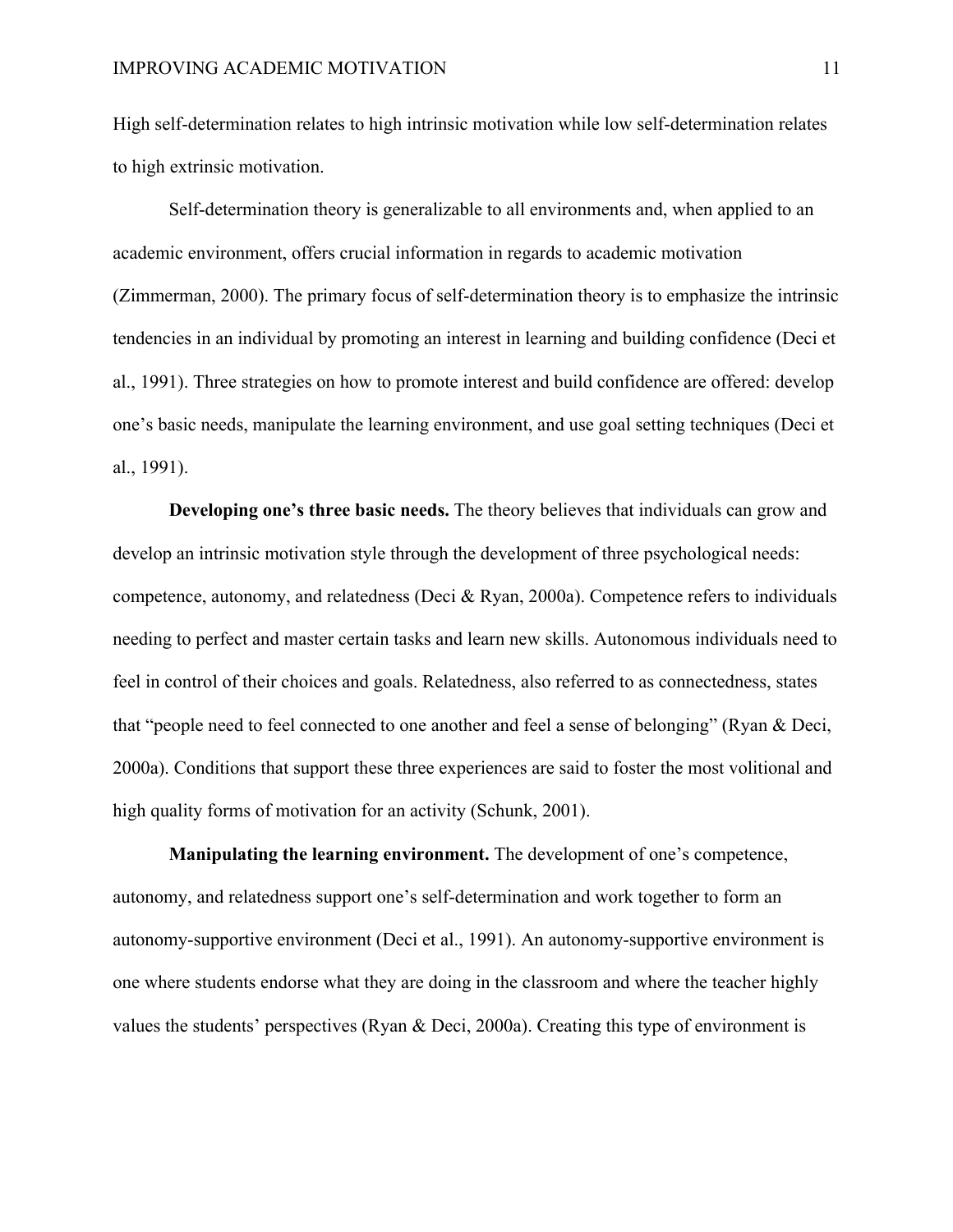High self-determination relates to high intrinsic motivation while low self-determination relates to high extrinsic motivation.

Self-determination theory is generalizable to all environments and, when applied to an academic environment, offers crucial information in regards to academic motivation (Zimmerman, 2000). The primary focus of self-determination theory is to emphasize the intrinsic tendencies in an individual by promoting an interest in learning and building confidence (Deci et al., 1991). Three strategies on how to promote interest and build confidence are offered: develop one's basic needs, manipulate the learning environment, and use goal setting techniques (Deci et al., 1991).

**Developing one's three basic needs.** The theory believes that individuals can grow and develop an intrinsic motivation style through the development of three psychological needs: competence, autonomy, and relatedness (Deci & Ryan, 2000a). Competence refers to individuals needing to perfect and master certain tasks and learn new skills. Autonomous individuals need to feel in control of their choices and goals. Relatedness, also referred to as connectedness, states that "people need to feel connected to one another and feel a sense of belonging" (Ryan & Deci, 2000a). Conditions that support these three experiences are said to foster the most volitional and high quality forms of motivation for an activity (Schunk, 2001).

**Manipulating the learning environment.** The development of one's competence, autonomy, and relatedness support one's self-determination and work together to form an autonomy-supportive environment (Deci et al., 1991). An autonomy-supportive environment is one where students endorse what they are doing in the classroom and where the teacher highly values the students' perspectives (Ryan & Deci, 2000a). Creating this type of environment is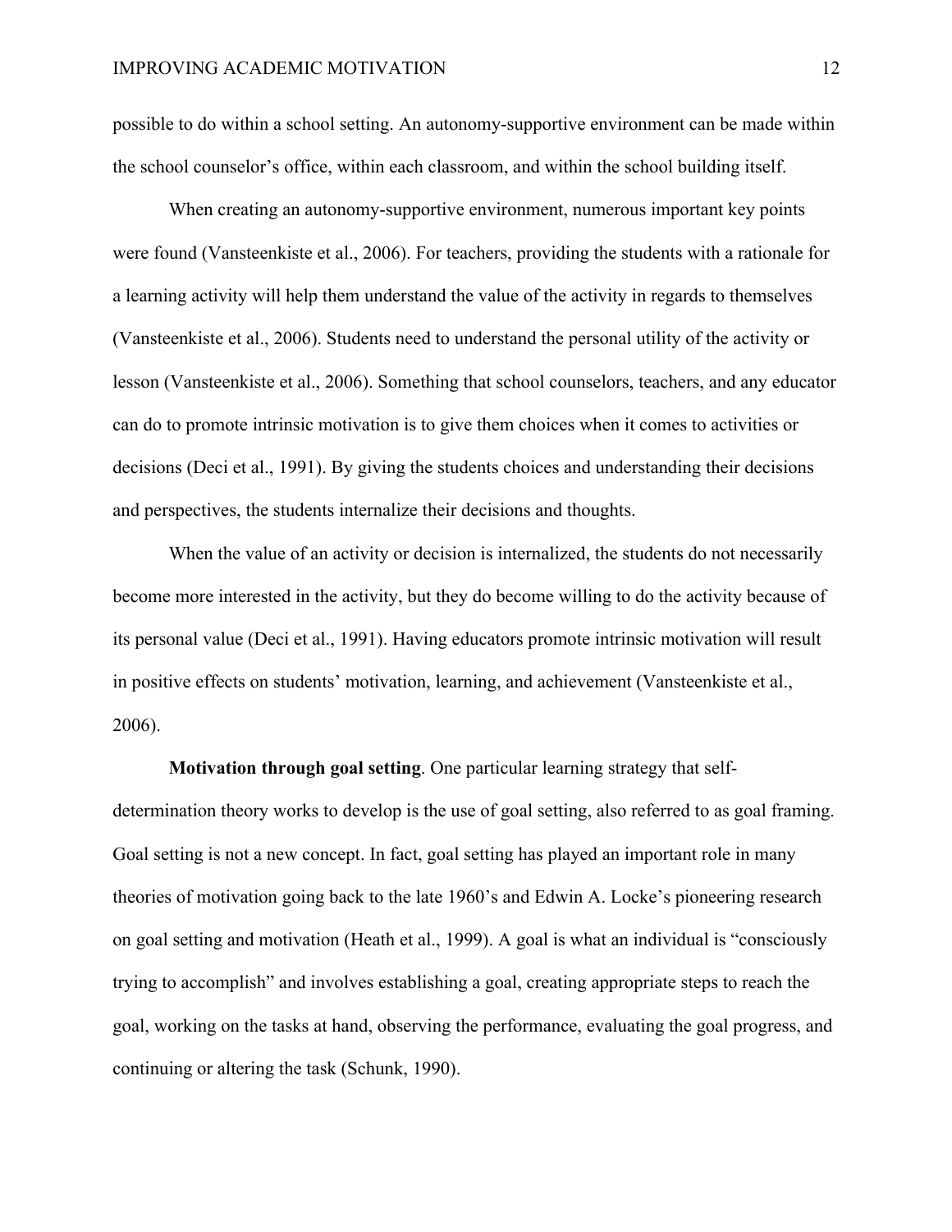possible to do within a school setting. An autonomy-supportive environment can be made within the school counselor's office, within each classroom, and within the school building itself.

When creating an autonomy-supportive environment, numerous important key points were found (Vansteenkiste et al., 2006). For teachers, providing the students with a rationale for a learning activity will help them understand the value of the activity in regards to themselves (Vansteenkiste et al., 2006). Students need to understand the personal utility of the activity or lesson (Vansteenkiste et al., 2006). Something that school counselors, teachers, and any educator can do to promote intrinsic motivation is to give them choices when it comes to activities or decisions (Deci et al., 1991). By giving the students choices and understanding their decisions and perspectives, the students internalize their decisions and thoughts.

When the value of an activity or decision is internalized, the students do not necessarily become more interested in the activity, but they do become willing to do the activity because of its personal value (Deci et al., 1991). Having educators promote intrinsic motivation will result in positive effects on students' motivation, learning, and achievement (Vansteenkiste et al., 2006).

**Motivation through goal setting**. One particular learning strategy that self-determination theory works to develop is the use of goal setting, also referred to as goal framing. Goal setting is not a new concept. In fact, goal setting has played an important role in many theories of motivation going back to the late 1960's and Edwin A. Locke's pioneering research on goal setting and motivation (Heath et al., 1999). A goal is what an individual is "consciously trying to accomplish" and involves establishing a goal, creating appropriate steps to reach the goal, working on the tasks at hand, observing the performance, evaluating the goal progress, and continuing or altering the task (Schunk, 1990).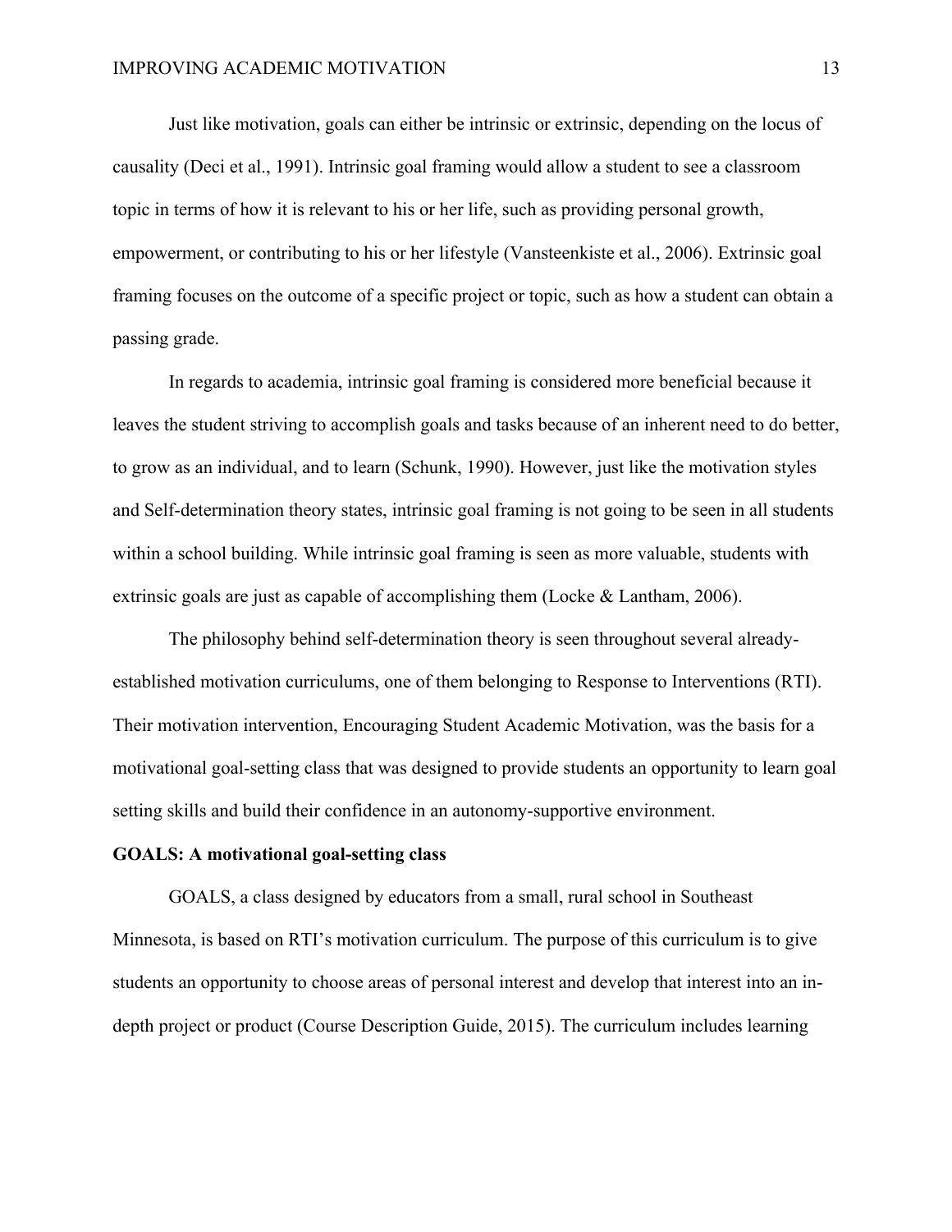Just like motivation, goals can either be intrinsic or extrinsic, depending on the locus of causality (Deci et al., 1991). Intrinsic goal framing would allow a student to see a classroom topic in terms of how it is relevant to his or her life, such as providing personal growth, empowerment, or contributing to his or her lifestyle (Vansteenkiste et al., 2006). Extrinsic goal framing focuses on the outcome of a specific project or topic, such as how a student can obtain a passing grade.

In regards to academia, intrinsic goal framing is considered more beneficial because it leaves the student striving to accomplish goals and tasks because of an inherent need to do better, to grow as an individual, and to learn (Schunk, 1990). However, just like the motivation styles and Self-determination theory states, intrinsic goal framing is not going to be seen in all students within a school building. While intrinsic goal framing is seen as more valuable, students with extrinsic goals are just as capable of accomplishing them (Locke & Lantham, 2006).

The philosophy behind self-determination theory is seen throughout several already-established motivation curriculums, one of them belonging to Response to Interventions (RTI). Their motivation intervention, Encouraging Student Academic Motivation, was the basis for a motivational goal-setting class that was designed to provide students an opportunity to learn goal setting skills and build their confidence in an autonomy-supportive environment.

**GOALS: A motivational goal-setting class**

GOALS, a class designed by educators from a small, rural school in Southeast Minnesota, is based on RTI's motivation curriculum. The purpose of this curriculum is to give students an opportunity to choose areas of personal interest and develop that interest into an in-depth project or product (Course Description Guide, 2015). The curriculum includes learning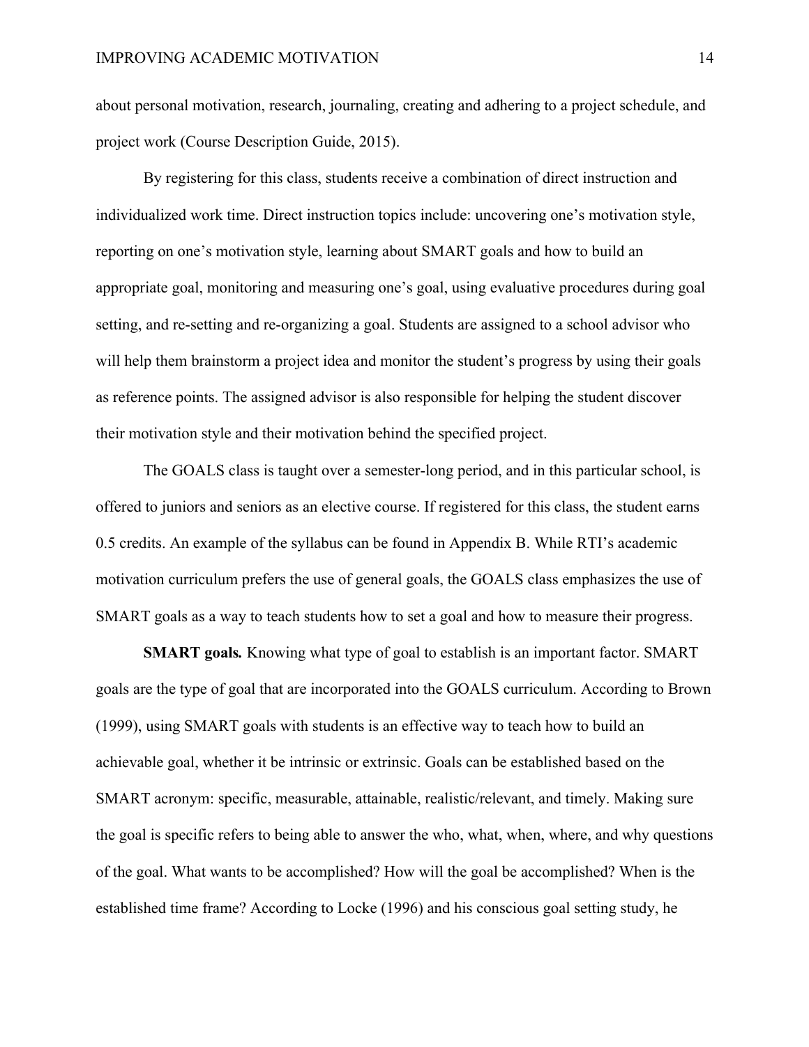about personal motivation, research, journaling, creating and adhering to a project schedule, and project work (Course Description Guide, 2015).

By registering for this class, students receive a combination of direct instruction and individualized work time. Direct instruction topics include: uncovering one's motivation style, reporting on one's motivation style, learning about SMART goals and how to build an appropriate goal, monitoring and measuring one's goal, using evaluative procedures during goal setting, and re-setting and re-organizing a goal. Students are assigned to a school advisor who will help them brainstorm a project idea and monitor the student's progress by using their goals as reference points. The assigned advisor is also responsible for helping the student discover their motivation style and their motivation behind the specified project.

The GOALS class is taught over a semester-long period, and in this particular school, is offered to juniors and seniors as an elective course. If registered for this class, the student earns 0.5 credits. An example of the syllabus can be found in Appendix B. While RTI's academic motivation curriculum prefers the use of general goals, the GOALS class emphasizes the use of SMART goals as a way to teach students how to set a goal and how to measure their progress.

**SMART goals.** Knowing what type of goal to establish is an important factor. SMART goals are the type of goal that are incorporated into the GOALS curriculum. According to Brown (1999), using SMART goals with students is an effective way to teach how to build an achievable goal, whether it be intrinsic or extrinsic. Goals can be established based on the SMART acronym: specific, measurable, attainable, realistic/relevant, and timely. Making sure the goal is specific refers to being able to answer the who, what, when, where, and why questions of the goal. What wants to be accomplished? How will the goal be accomplished? When is the established time frame? According to Locke (1996) and his conscious goal setting study, he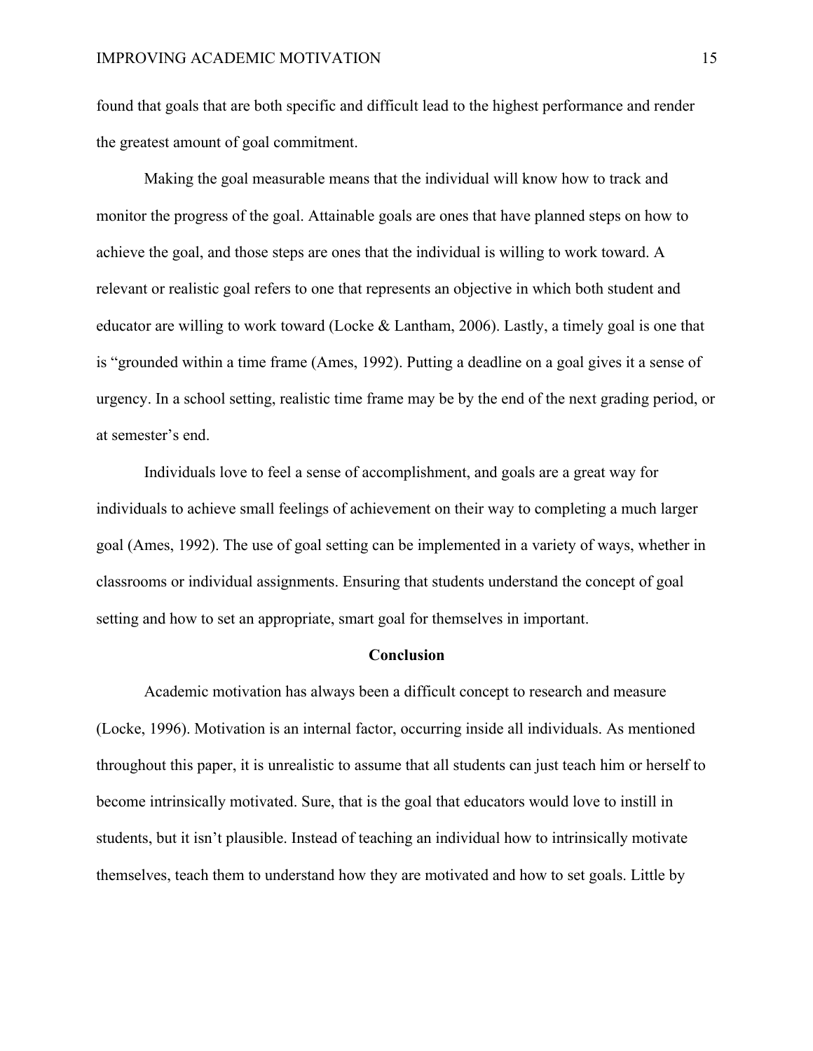found that goals that are both specific and difficult lead to the highest performance and render the greatest amount of goal commitment.

Making the goal measurable means that the individual will know how to track and monitor the progress of the goal. Attainable goals are ones that have planned steps on how to achieve the goal, and those steps are ones that the individual is willing to work toward. A relevant or realistic goal refers to one that represents an objective in which both student and educator are willing to work toward (Locke & Lantham, 2006). Lastly, a timely goal is one that is "grounded within a time frame (Ames, 1992). Putting a deadline on a goal gives it a sense of urgency. In a school setting, realistic time frame may be by the end of the next grading period, or at semester's end.

Individuals love to feel a sense of accomplishment, and goals are a great way for individuals to achieve small feelings of achievement on their way to completing a much larger goal (Ames, 1992). The use of goal setting can be implemented in a variety of ways, whether in classrooms or individual assignments. Ensuring that students understand the concept of goal setting and how to set an appropriate, smart goal for themselves in important.

## Conclusion

Academic motivation has always been a difficult concept to research and measure (Locke, 1996). Motivation is an internal factor, occurring inside all individuals. As mentioned throughout this paper, it is unrealistic to assume that all students can just teach him or herself to become intrinsically motivated. Sure, that is the goal that educators would love to instill in students, but it isn't plausible. Instead of teaching an individual how to intrinsically motivate themselves, teach them to understand how they are motivated and how to set goals. Little by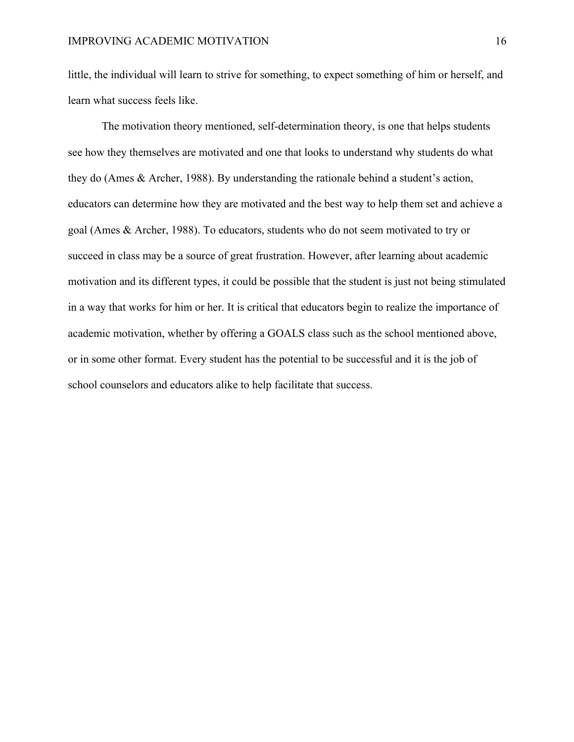little, the individual will learn to strive for something, to expect something of him or herself, and learn what success feels like.

The motivation theory mentioned, self-determination theory, is one that helps students see how they themselves are motivated and one that looks to understand why students do what they do (Ames & Archer, 1988). By understanding the rationale behind a student's action, educators can determine how they are motivated and the best way to help them set and achieve a goal (Ames & Archer, 1988). To educators, students who do not seem motivated to try or succeed in class may be a source of great frustration. However, after learning about academic motivation and its different types, it could be possible that the student is just not being stimulated in a way that works for him or her. It is critical that educators begin to realize the importance of academic motivation, whether by offering a GOALS class such as the school mentioned above, or in some other format. Every student has the potential to be successful and it is the job of school counselors and educators alike to help facilitate that success.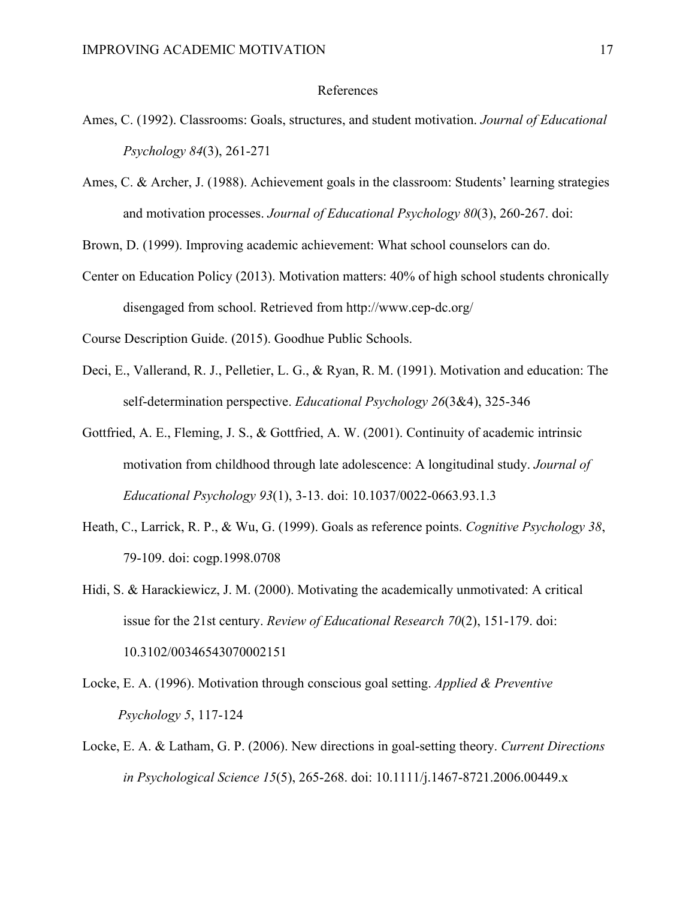## References

Ames, C. (1992). Classrooms: Goals, structures, and student motivation. *Journal of Educational Psychology 84*(3), 261-271

Ames, C. & Archer, J. (1988). Achievement goals in the classroom: Students' learning strategies and motivation processes. *Journal of Educational Psychology 80*(3), 260-267. doi:

Brown, D. (1999). Improving academic achievement: What school counselors can do.

Center on Education Policy (2013). Motivation matters: 40% of high school students chronically disengaged from school. Retrieved from http://www.cep-dc.org/

Course Description Guide. (2015). Goodhue Public Schools.

Deci, E., Vallerand, R. J., Pelletier, L. G., & Ryan, R. M. (1991). Motivation and education: The self-determination perspective. *Educational Psychology 26*(3&4), 325-346

Gottfried, A. E., Fleming, J. S., & Gottfried, A. W. (2001). Continuity of academic intrinsic motivation from childhood through late adolescence: A longitudinal study. *Journal of Educational Psychology 93*(1), 3-13. doi: 10.1037/0022-0663.93.1.3

Heath, C., Larrick, R. P., & Wu, G. (1999). Goals as reference points. *Cognitive Psychology 38*, 79-109. doi: cogp.1998.0708

Hidi, S. & Harackiewicz, J. M. (2000). Motivating the academically unmotivated: A critical issue for the 21st century. *Review of Educational Research 70*(2), 151-179. doi: 10.3102/00346543070002151

Locke, E. A. (1996). Motivation through conscious goal setting. *Applied & Preventive Psychology 5*, 117-124

Locke, E. A. & Latham, G. P. (2006). New directions in goal-setting theory. *Current Directions in Psychological Science 15*(5), 265-268. doi: 10.1111/j.1467-8721.2006.00449.x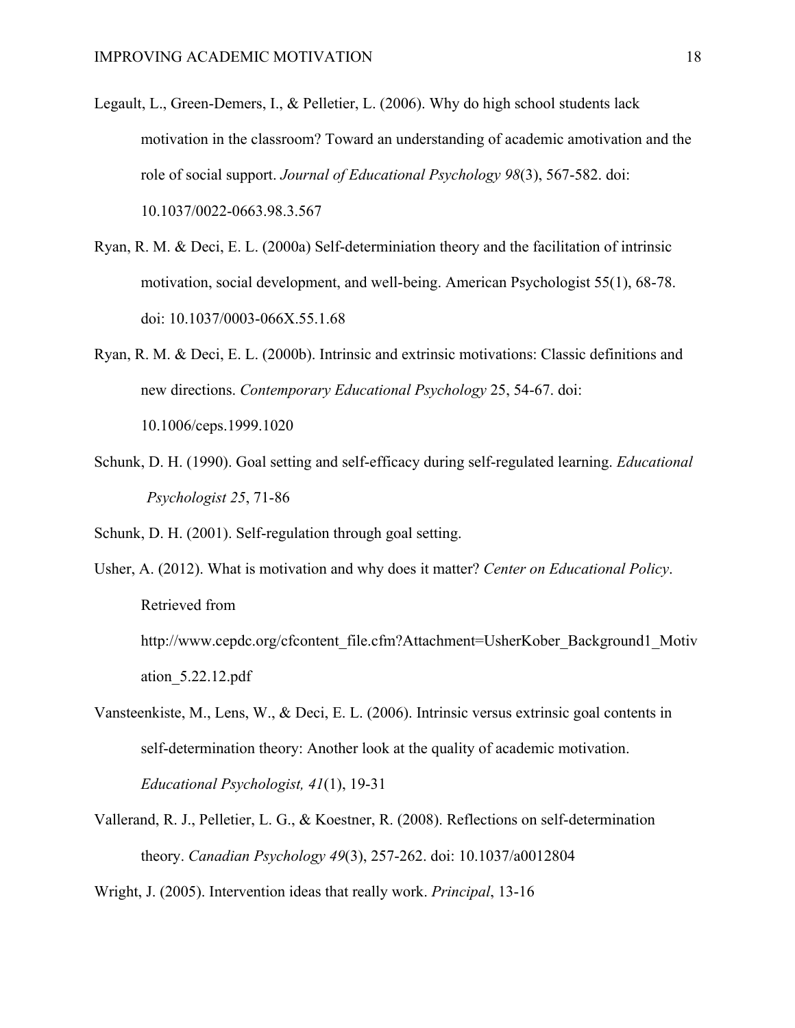Legault, L., Green-Demers, I., & Pelletier, L. (2006). Why do high school students lack motivation in the classroom? Toward an understanding of academic amotivation and the role of social support. *Journal of Educational Psychology 98*(3), 567-582. doi: 10.1037/0022-0663.98.3.567

Ryan, R. M. & Deci, E. L. (2000a) Self-determiniation theory and the facilitation of intrinsic motivation, social development, and well-being. American Psychologist 55(1), 68-78. doi: 10.1037/0003-066X.55.1.68

Ryan, R. M. & Deci, E. L. (2000b). Intrinsic and extrinsic motivations: Classic definitions and new directions. *Contemporary Educational Psychology* 25, 54-67. doi: 10.1006/ceps.1999.1020

Schunk, D. H. (1990). Goal setting and self-efficacy during self-regulated learning. *Educational Psychologist 25*, 71-86

Schunk, D. H. (2001). Self-regulation through goal setting.

Usher, A. (2012). What is motivation and why does it matter? *Center on Educational Policy*. Retrieved from http://www.cepdc.org/cfcontent_file.cfm?Attachment=UsherKober_Background1_Motivation_5.22.12.pdf

Vansteenkiste, M., Lens, W., & Deci, E. L. (2006). Intrinsic versus extrinsic goal contents in self-determination theory: Another look at the quality of academic motivation. *Educational Psychologist, 41*(1), 19-31

Vallerand, R. J., Pelletier, L. G., & Koestner, R. (2008). Reflections on self-determination theory. *Canadian Psychology 49*(3), 257-262. doi: 10.1037/a0012804

Wright, J. (2005). Intervention ideas that really work. *Principal*, 13-16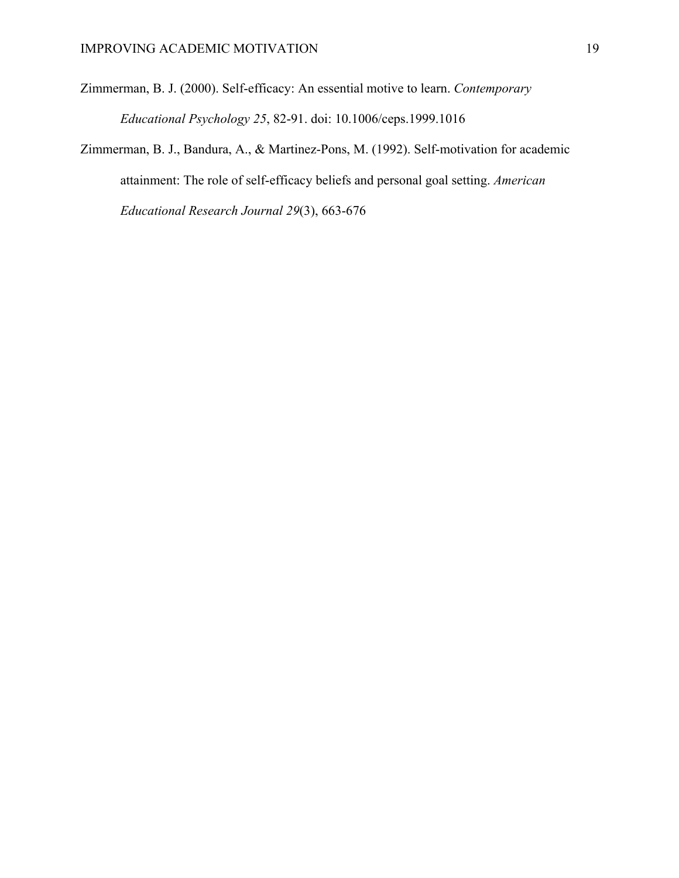Zimmerman, B. J. (2000). Self-efficacy: An essential motive to learn. *Contemporary Educational Psychology 25*, 82-91. doi: 10.1006/ceps.1999.1016

Zimmerman, B. J., Bandura, A., & Martinez-Pons, M. (1992). Self-motivation for academic attainment: The role of self-efficacy beliefs and personal goal setting. *American Educational Research Journal 29*(3), 663-676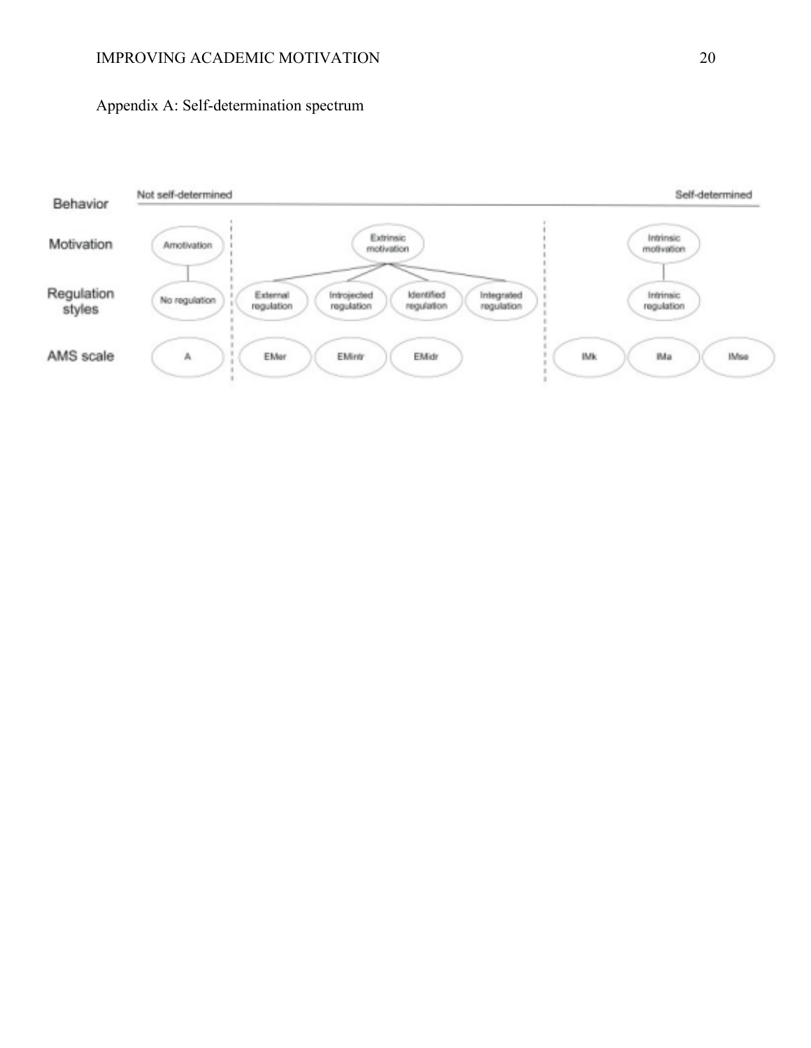Appendix A: Self-determination spectrum

| Behavior | Not self-determined | | | | | | | Self-determined |
|---|---|---|---|---|---|---|---|---|
| Motivation | Amotivation | Extrinsic motivation | | | | Intrinsic motivation | | |
| Regulation styles | No regulation | External regulation | Introjected regulation | Identified regulation | Integrated regulation | Intrinsic regulation | | |
| AMS scale | A | EMer | EMintr | EMidr | | IMk | IMa | IMse |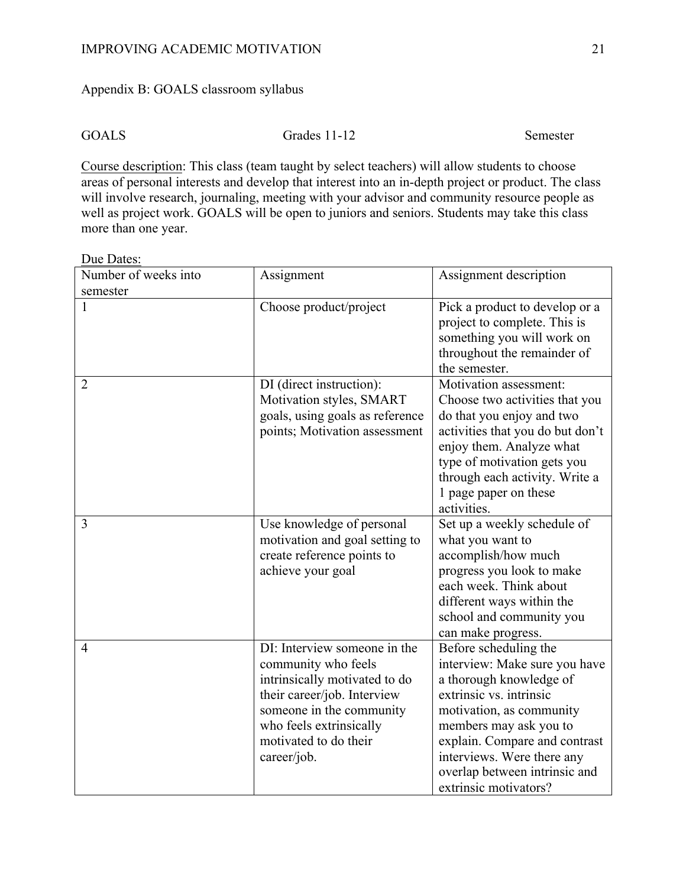Appendix B: GOALS classroom syllabus

GOALS Grades 11-12 Semester

Course description: This class (team taught by select teachers) will allow students to choose areas of personal interests and develop that interest into an in-depth project or product. The class will involve research, journaling, meeting with your advisor and community resource people as well as project work. GOALS will be open to juniors and seniors. Students may take this class more than one year.

Due Dates:

| Number of weeks into semester | Assignment | Assignment description |
|---|---|---|
| 1 | Choose product/project | Pick a product to develop or a project to complete. This is something you will work on throughout the remainder of the semester. |
| 2 | DI (direct instruction): Motivation styles, SMART goals, using goals as reference points; Motivation assessment | Motivation assessment: Choose two activities that you do that you enjoy and two activities that you do but don't enjoy them. Analyze what type of motivation gets you through each activity. Write a 1 page paper on these activities. |
| 3 | Use knowledge of personal motivation and goal setting to create reference points to achieve your goal | Set up a weekly schedule of what you want to accomplish/how much progress you look to make each week. Think about different ways within the school and community you can make progress. |
| 4 | DI: Interview someone in the community who feels intrinsically motivated to do their career/job. Interview someone in the community who feels extrinsically motivated to do their career/job. | Before scheduling the interview: Make sure you have a thorough knowledge of extrinsic vs. intrinsic motivation, as community members may ask you to explain. Compare and contrast interviews. Were there any overlap between intrinsic and extrinsic motivators? |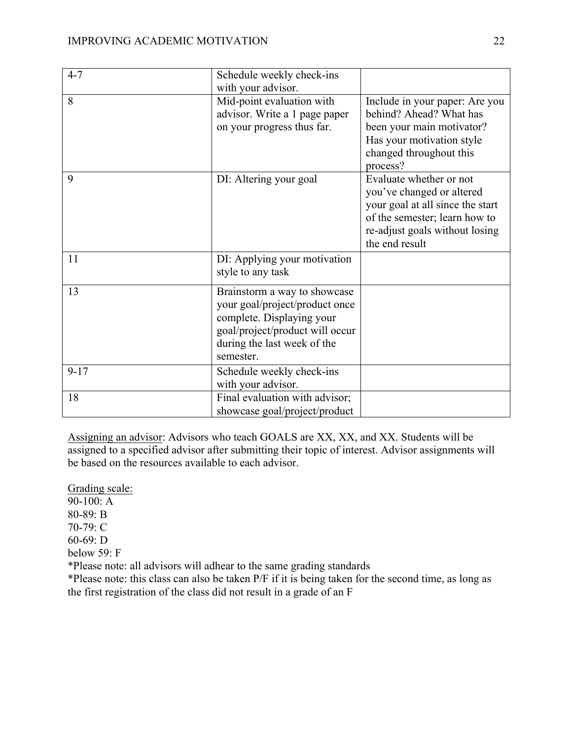| | | |
|---|---|---|
| 4-7 | Schedule weekly check-ins with your advisor. | |
| 8 | Mid-point evaluation with advisor. Write a 1 page paper on your progress thus far. | Include in your paper: Are you behind? Ahead? What has been your main motivator? Has your motivation style changed throughout this process? |
| 9 | DI: Altering your goal | Evaluate whether or not you've changed or altered your goal at all since the start of the semester; learn how to re-adjust goals without losing the end result |
| 11 | DI: Applying your motivation style to any task | |
| 13 | Brainstorm a way to showcase your goal/project/product once complete. Displaying your goal/project/product will occur during the last week of the semester. | |
| 9-17 | Schedule weekly check-ins with your advisor. | |
| 18 | Final evaluation with advisor; showcase goal/project/product | |

<u>Assigning an advisor</u>: Advisors who teach GOALS are XX, XX, and XX. Students will be assigned to a specified advisor after submitting their topic of interest. Advisor assignments will be based on the resources available to each advisor.

<u>Grading scale:</u>
90-100: A
80-89: B
70-79: C
60-69: D
below 59: F
*Please note: all advisors will adhear to the same grading standards
*Please note: this class can also be taken P/F if it is being taken for the second time, as long as the first registration of the class did not result in a grade of an F